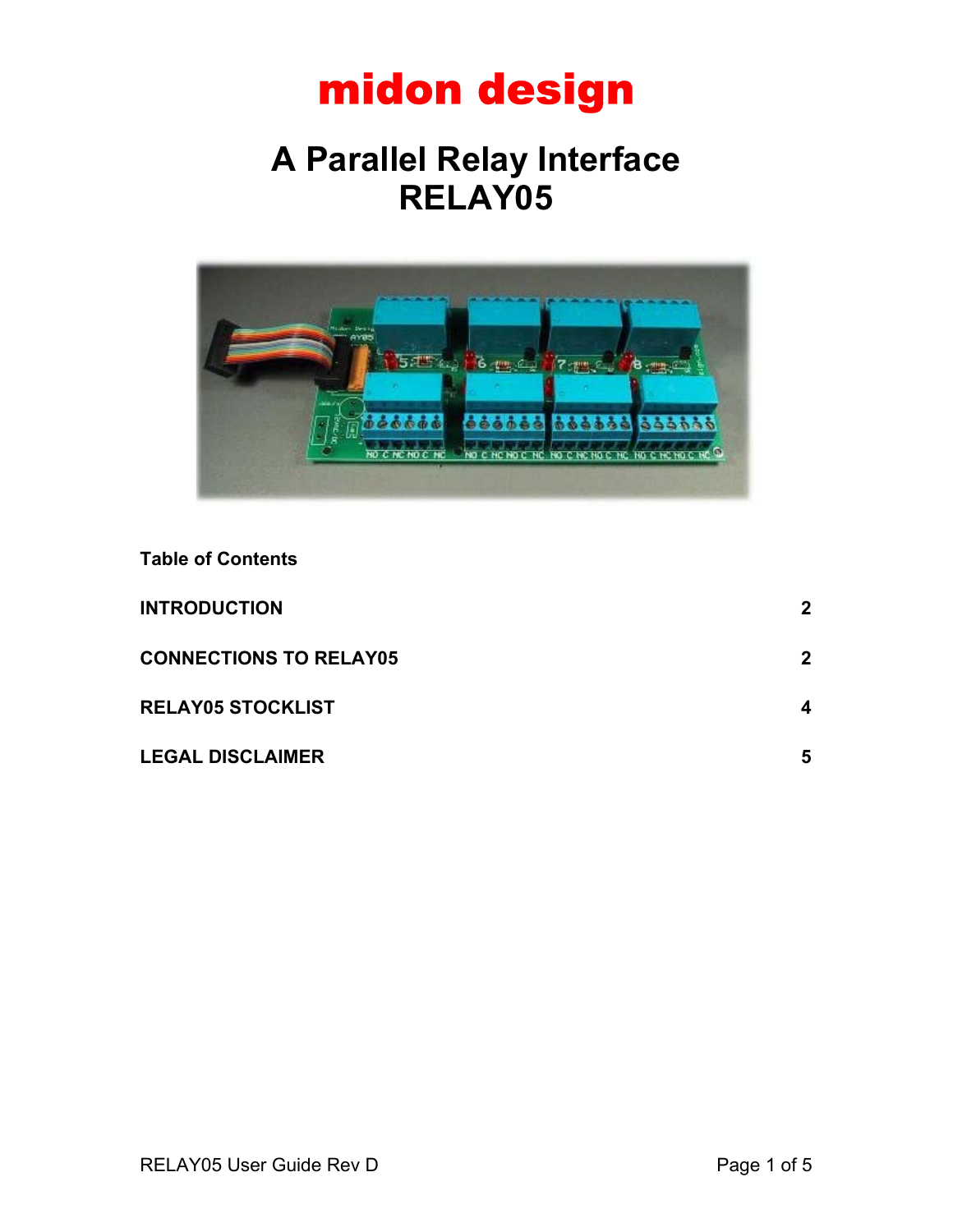# midon design

# A Parallel Relay Interface
# RELAY05

**Table of Contents**

| | |
|---|---|
| **INTRODUCTION** | **2** |
| **CONNECTIONS TO RELAY05** | **2** |
| **RELAY05 STOCKLIST** | **4** |
| **LEGAL DISCLAIMER** | **5** |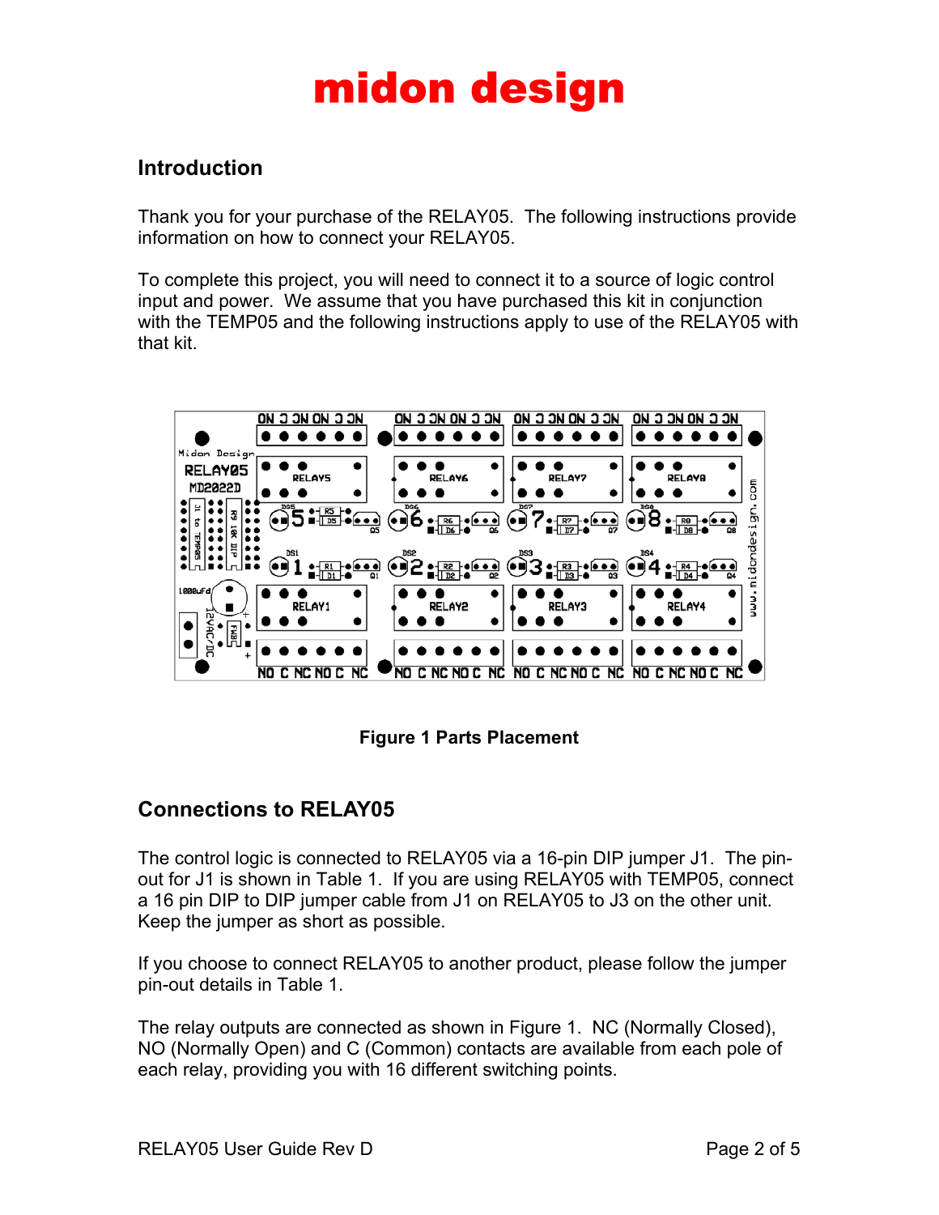# midon design

## Introduction

Thank you for your purchase of the RELAY05. The following instructions provide information on how to connect your RELAY05.

To complete this project, you will need to connect it to a source of logic control input and power. We assume that you have purchased this kit in conjunction with the TEMP05 and the following instructions apply to use of the RELAY05 with that kit.

**Figure 1 Parts Placement**

## Connections to RELAY05

The control logic is connected to RELAY05 via a 16-pin DIP jumper J1. The pin-out for J1 is shown in Table 1. If you are using RELAY05 with TEMP05, connect a 16 pin DIP to DIP jumper cable from J1 on RELAY05 to J3 on the other unit. Keep the jumper as short as possible.

If you choose to connect RELAY05 to another product, please follow the jumper pin-out details in Table 1.

The relay outputs are connected as shown in Figure 1. NC (Normally Closed), NO (Normally Open) and C (Common) contacts are available from each pole of each relay, providing you with 16 different switching points.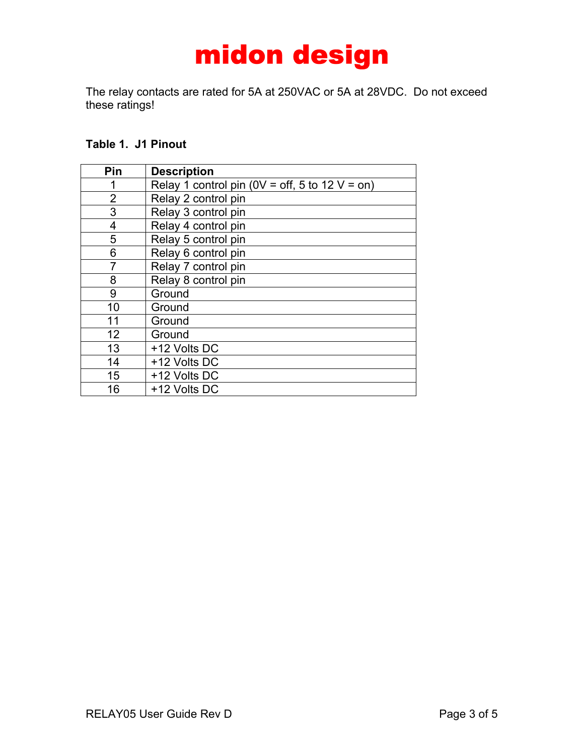# midon design

The relay contacts are rated for 5A at 250VAC or 5A at 28VDC. Do not exceed these ratings!

**Table 1. J1 Pinout**

| Pin | Description |
|---|---|
| 1 | Relay 1 control pin (0V = off, 5 to 12 V = on) |
| 2 | Relay 2 control pin |
| 3 | Relay 3 control pin |
| 4 | Relay 4 control pin |
| 5 | Relay 5 control pin |
| 6 | Relay 6 control pin |
| 7 | Relay 7 control pin |
| 8 | Relay 8 control pin |
| 9 | Ground |
| 10 | Ground |
| 11 | Ground |
| 12 | Ground |
| 13 | +12 Volts DC |
| 14 | +12 Volts DC |
| 15 | +12 Volts DC |
| 16 | +12 Volts DC |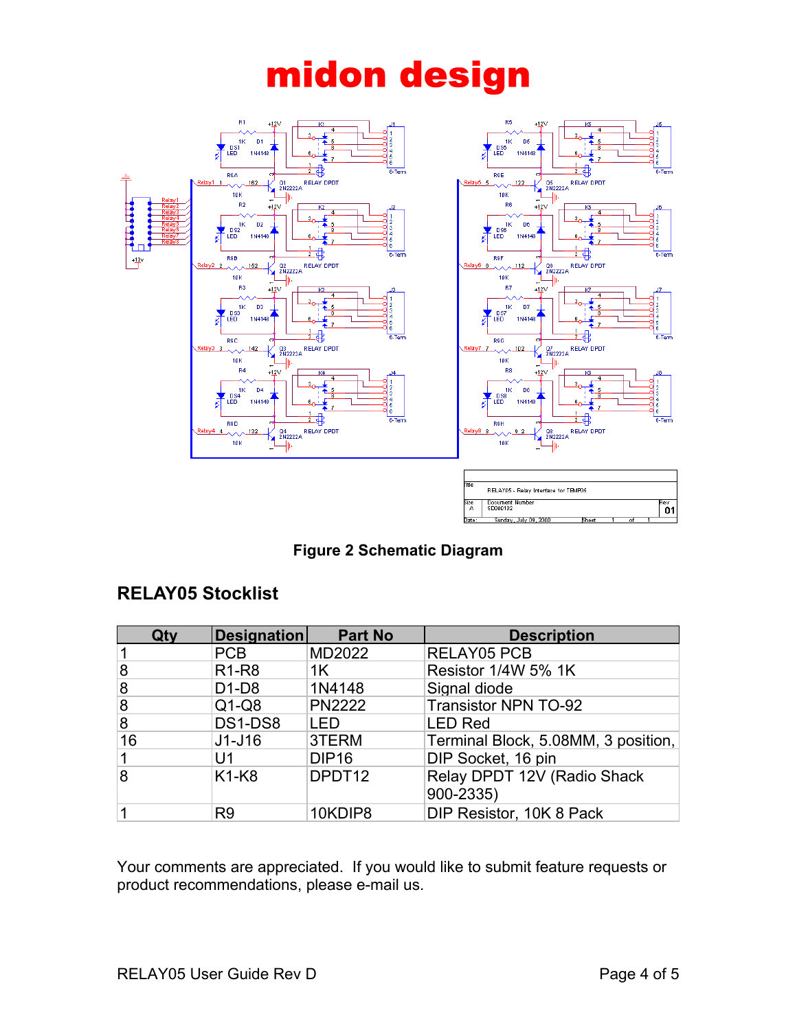# midon design

Figure 2 Schematic Diagram

## RELAY05 Stocklist

| Qty | Designation | Part No | Description |
|---|---|---|---|
| 1 | PCB | MD2022 | RELAY05 PCB |
| 8 | R1-R8 | 1K | Resistor 1/4W 5% 1K |
| 8 | D1-D8 | 1N4148 | Signal diode |
| 8 | Q1-Q8 | PN2222 | Transistor NPN TO-92 |
| 8 | DS1-DS8 | LED | LED Red |
| 16 | J1-J16 | 3TERM | Terminal Block, 5.08MM, 3 position, |
| 1 | U1 | DIP16 | DIP Socket, 16 pin |
| 8 | K1-K8 | DPDT12 | Relay DPDT 12V (Radio Shack 900-2335) |
| 1 | R9 | 10KDIP8 | DIP Resistor, 10K 8 Pack |

Your comments are appreciated. If you would like to submit feature requests or product recommendations, please e-mail us.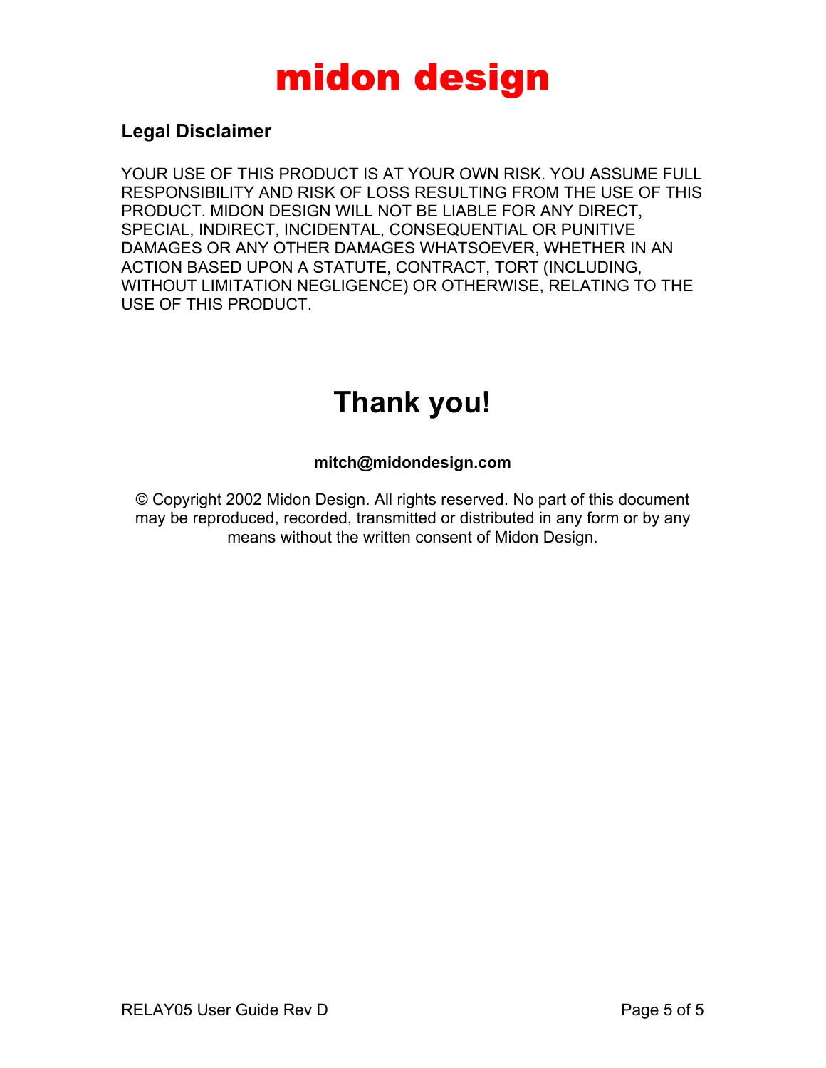# midon design

## Legal Disclaimer

YOUR USE OF THIS PRODUCT IS AT YOUR OWN RISK. YOU ASSUME FULL RESPONSIBILITY AND RISK OF LOSS RESULTING FROM THE USE OF THIS PRODUCT. MIDON DESIGN WILL NOT BE LIABLE FOR ANY DIRECT, SPECIAL, INDIRECT, INCIDENTAL, CONSEQUENTIAL OR PUNITIVE DAMAGES OR ANY OTHER DAMAGES WHATSOEVER, WHETHER IN AN ACTION BASED UPON A STATUTE, CONTRACT, TORT (INCLUDING, WITHOUT LIMITATION NEGLIGENCE) OR OTHERWISE, RELATING TO THE USE OF THIS PRODUCT.

# Thank you!

**mitch@midondesign.com**

© Copyright 2002 Midon Design. All rights reserved. No part of this document may be reproduced, recorded, transmitted or distributed in any form or by any means without the written consent of Midon Design.